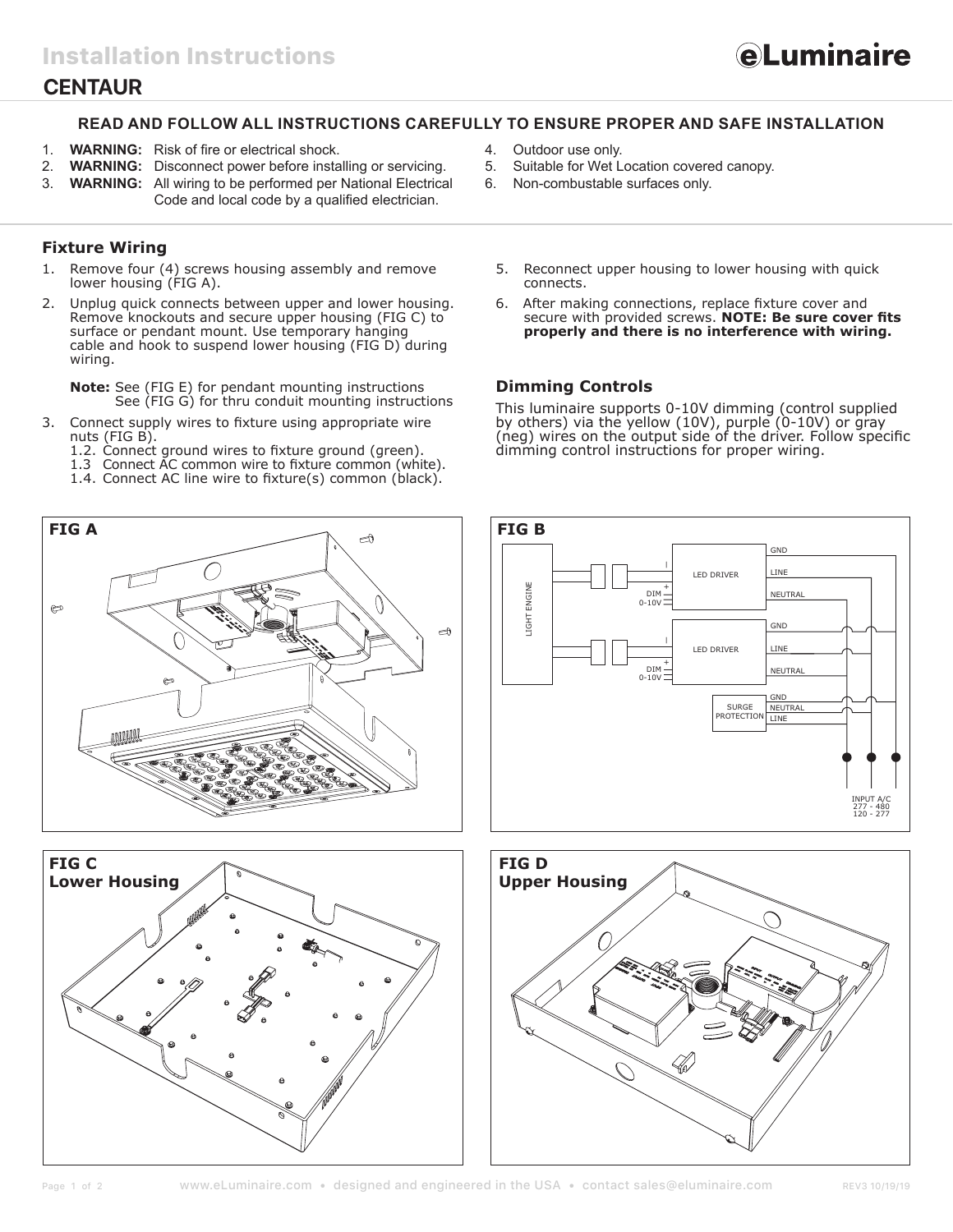# Installation Instructions

eLuminaire

## CENTAUR

### READ AND FOLLOW ALL INSTRUCTIONS CAREFULLY TO ENSURE PROPER AND SAFE INSTALLATION

1. **WARNING:** Risk of fire or electrical shock.
2. **WARNING:** Disconnect power before installing or servicing.
3. **WARNING:** All wiring to be performed per National Electrical Code and local code by a qualified electrician.
4. Outdoor use only.
5. Suitable for Wet Location covered canopy.
6. Non-combustable surfaces only.

### Fixture Wiring

1. Remove four (4) screws housing assembly and remove lower housing (FIG A).
2. Unplug quick connects between upper and lower housing. Remove knockouts and secure upper housing (FIG C) to surface or pendant mount. Use temporary hanging cable and hook to suspend lower housing (FIG D) during wiring.

   **Note:** See (FIG E) for pendant mounting instructions
   See (FIG G) for thru conduit mounting instructions
3. Connect supply wires to fixture using appropriate wire nuts (FIG B).
   1.2. Connect ground wires to fixture ground (green).
   1.3 Connect AC common wire to fixture common (white).
   1.4. Connect AC line wire to fixture(s) common (black).
5. Reconnect upper housing to lower housing with quick connects.
6. After making connections, replace fixture cover and secure with provided screws. **NOTE: Be sure cover fits properly and there is no interference with wiring.**

### Dimming Controls

This luminaire supports 0-10V dimming (control supplied by others) via the yellow (10V), purple (0-10V) or gray (neg) wires on the output side of the driver. Follow specific dimming control instructions for proper wiring.

**FIG A**

**FIG B**

LIGHT ENGINE | LED DRIVER | DIM 0-10V | GND | LINE | NEUTRAL | LED DRIVER | DIM 0-10V | GND | LINE | NEUTRAL | SURGE PROTECTION | GND | NEUTRAL | LINE | INPUT A/C 277 - 480 120 - 277

**FIG C**
**Lower Housing**

**FIG D**
**Upper Housing**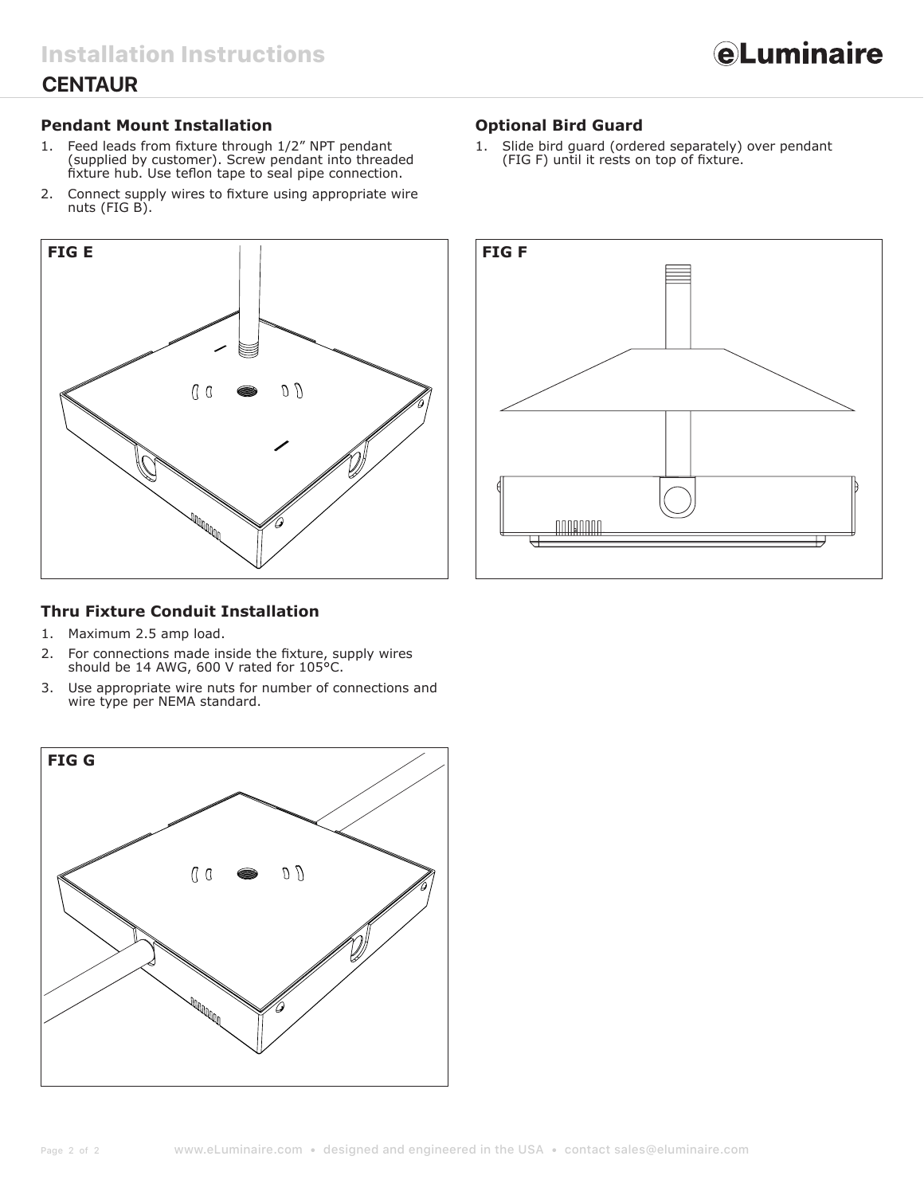# Installation Instructions

## CENTAUR

### Pendant Mount Installation

1. Feed leads from fixture through 1/2” NPT pendant (supplied by customer). Screw pendant into threaded fixture hub. Use teflon tape to seal pipe connection.
2. Connect supply wires to fixture using appropriate wire nuts (FIG B).

FIG E

### Optional Bird Guard

1. Slide bird guard (ordered separately) over pendant (FIG F) until it rests on top of fixture.

FIG F

### Thru Fixture Conduit Installation

1. Maximum 2.5 amp load.
2. For connections made inside the fixture, supply wires should be 14 AWG, 600 V rated for 105°C.
3. Use appropriate wire nuts for number of connections and wire type per NEMA standard.

FIG G

www.eLuminaire.com • designed and engineered in the USA • contact sales@eluminaire.com